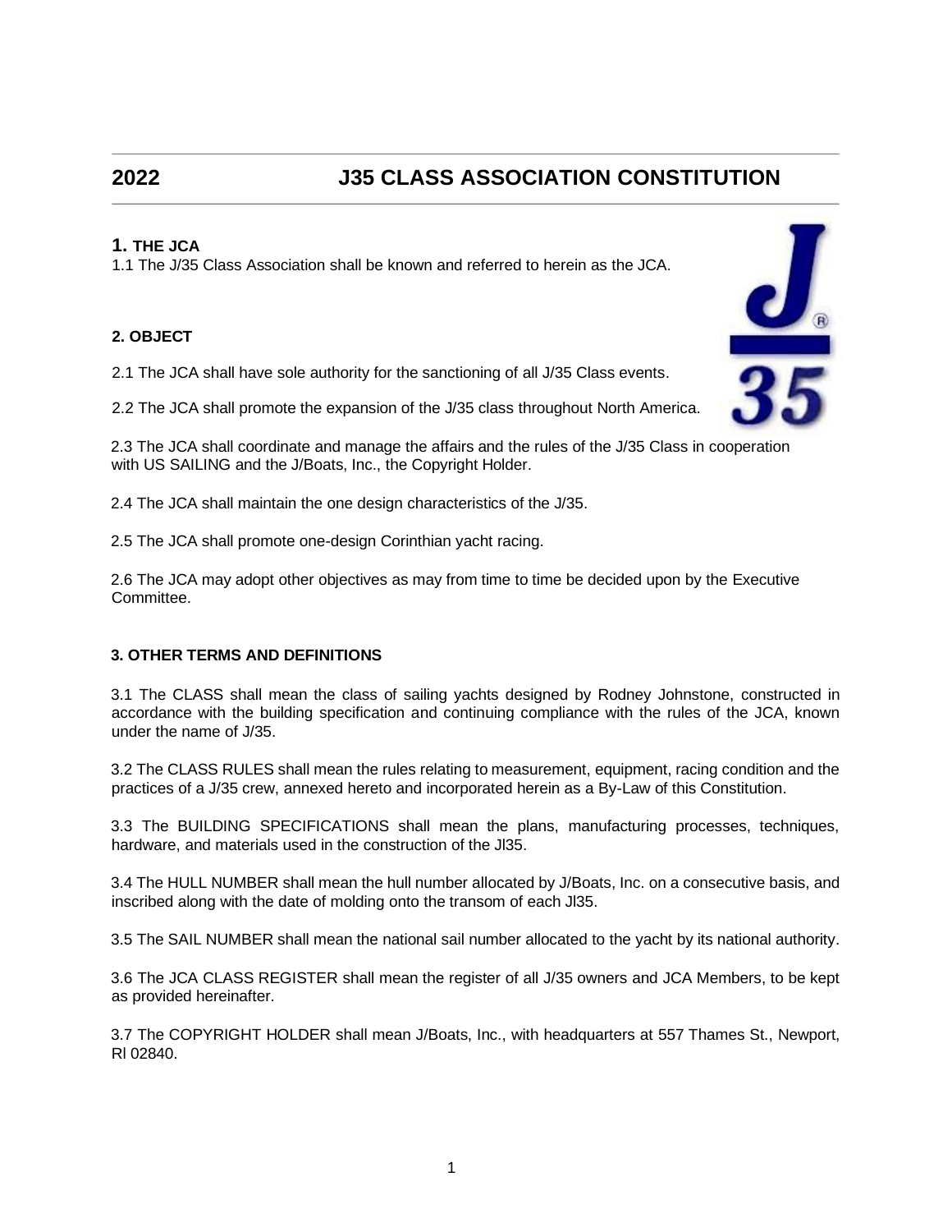# 2022 J35 CLASS ASSOCIATION CONSTITUTION

## 1. THE JCA

1.1 The J/35 Class Association shall be known and referred to herein as the JCA.

## 2. OBJECT

2.1 The JCA shall have sole authority for the sanctioning of all J/35 Class events.

2.2 The JCA shall promote the expansion of the J/35 class throughout North America.

2.3 The JCA shall coordinate and manage the affairs and the rules of the J/35 Class in cooperation with US SAILING and the J/Boats, Inc., the Copyright Holder.

2.4 The JCA shall maintain the one design characteristics of the J/35.

2.5 The JCA shall promote one-design Corinthian yacht racing.

2.6 The JCA may adopt other objectives as may from time to time be decided upon by the Executive Committee.

## 3. OTHER TERMS AND DEFINITIONS

3.1 The CLASS shall mean the class of sailing yachts designed by Rodney Johnstone, constructed in accordance with the building specification and continuing compliance with the rules of the JCA, known under the name of J/35.

3.2 The CLASS RULES shall mean the rules relating to measurement, equipment, racing condition and the practices of a J/35 crew, annexed hereto and incorporated herein as a By-Law of this Constitution.

3.3 The BUILDING SPECIFICATIONS shall mean the plans, manufacturing processes, techniques, hardware, and materials used in the construction of the Jl35.

3.4 The HULL NUMBER shall mean the hull number allocated by J/Boats, Inc. on a consecutive basis, and inscribed along with the date of molding onto the transom of each Jl35.

3.5 The SAIL NUMBER shall mean the national sail number allocated to the yacht by its national authority.

3.6 The JCA CLASS REGISTER shall mean the register of all J/35 owners and JCA Members, to be kept as provided hereinafter.

3.7 The COPYRIGHT HOLDER shall mean J/Boats, Inc., with headquarters at 557 Thames St., Newport, Rl 02840.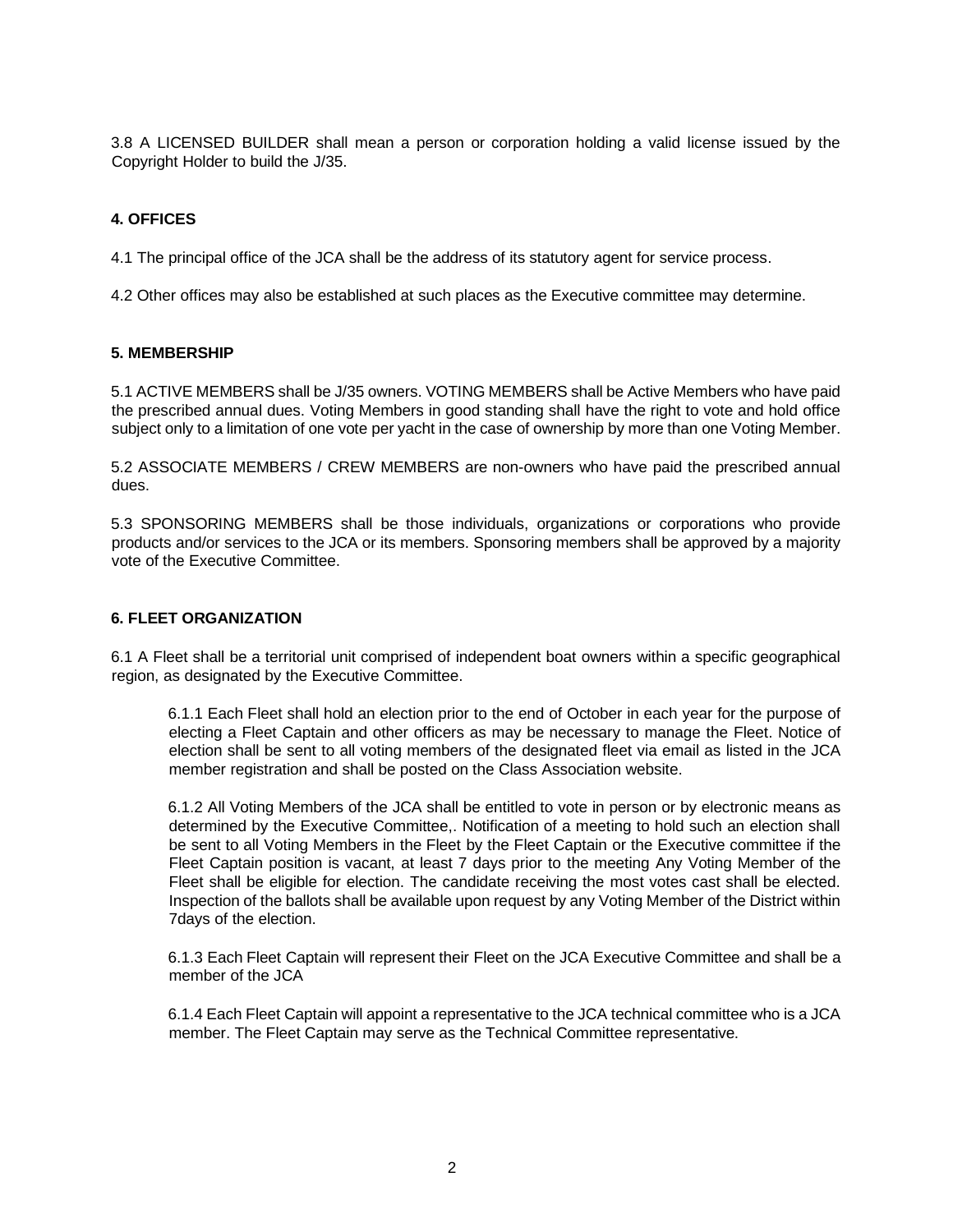3.8 A LICENSED BUILDER shall mean a person or corporation holding a valid license issued by the Copyright Holder to build the J/35.

## 4. OFFICES

4.1 The principal office of the JCA shall be the address of its statutory agent for service process.

4.2 Other offices may also be established at such places as the Executive committee may determine.

## 5. MEMBERSHIP

5.1 ACTIVE MEMBERS shall be J/35 owners. VOTING MEMBERS shall be Active Members who have paid the prescribed annual dues. Voting Members in good standing shall have the right to vote and hold office subject only to a limitation of one vote per yacht in the case of ownership by more than one Voting Member.

5.2 ASSOCIATE MEMBERS / CREW MEMBERS are non-owners who have paid the prescribed annual dues.

5.3 SPONSORING MEMBERS shall be those individuals, organizations or corporations who provide products and/or services to the JCA or its members. Sponsoring members shall be approved by a majority vote of the Executive Committee.

## 6. FLEET ORGANIZATION

6.1 A Fleet shall be a territorial unit comprised of independent boat owners within a specific geographical region, as designated by the Executive Committee.

> 6.1.1 Each Fleet shall hold an election prior to the end of October in each year for the purpose of electing a Fleet Captain and other officers as may be necessary to manage the Fleet. Notice of election shall be sent to all voting members of the designated fleet via email as listed in the JCA member registration and shall be posted on the Class Association website.
>
> 6.1.2 All Voting Members of the JCA shall be entitled to vote in person or by electronic means as determined by the Executive Committee,. Notification of a meeting to hold such an election shall be sent to all Voting Members in the Fleet by the Fleet Captain or the Executive committee if the Fleet Captain position is vacant, at least 7 days prior to the meeting Any Voting Member of the Fleet shall be eligible for election. The candidate receiving the most votes cast shall be elected. Inspection of the ballots shall be available upon request by any Voting Member of the District within 7days of the election.
>
> 6.1.3 Each Fleet Captain will represent their Fleet on the JCA Executive Committee and shall be a member of the JCA
>
> 6.1.4 Each Fleet Captain will appoint a representative to the JCA technical committee who is a JCA member. The Fleet Captain may serve as the Technical Committee representative.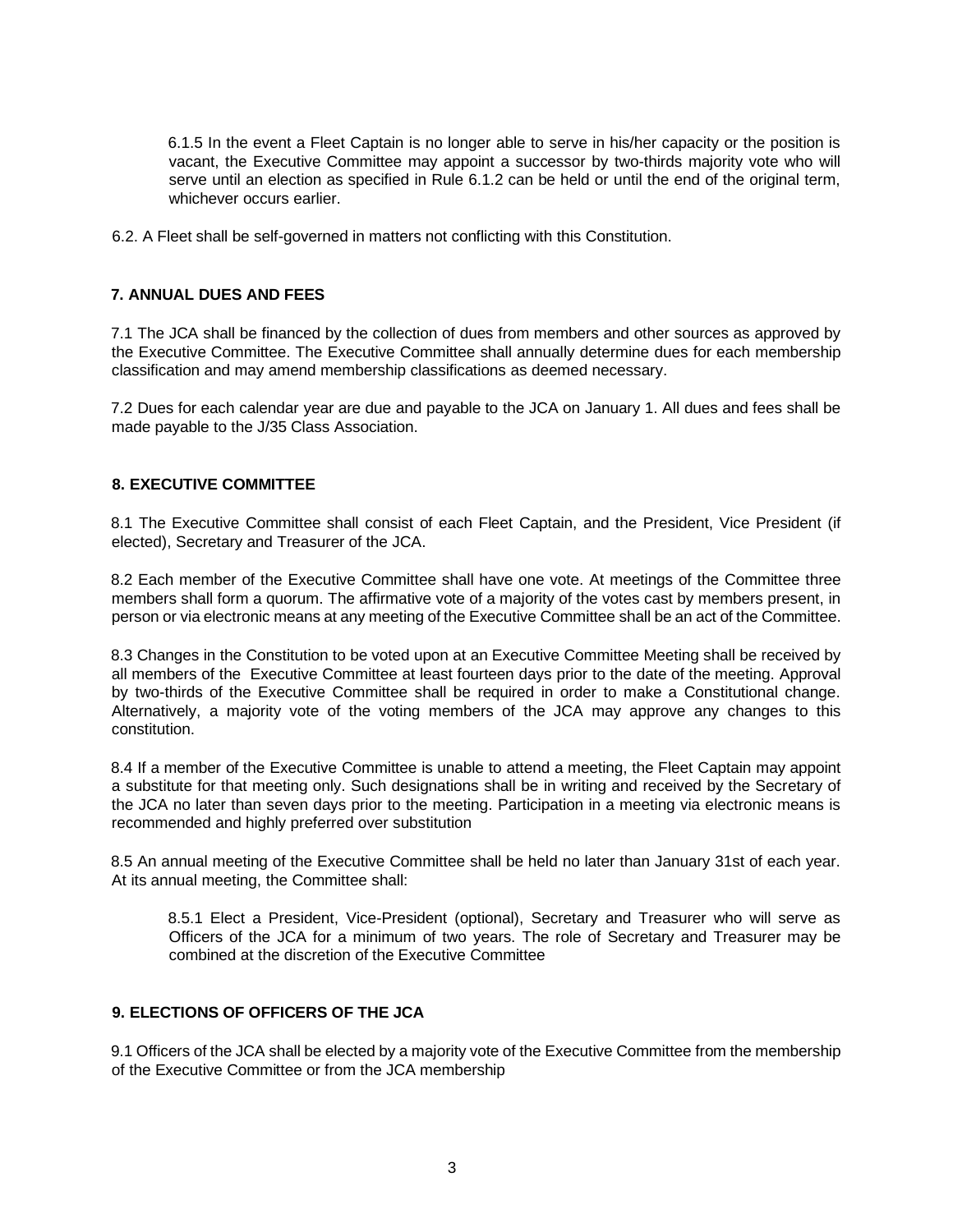6.1.5 In the event a Fleet Captain is no longer able to serve in his/her capacity or the position is vacant, the Executive Committee may appoint a successor by two-thirds majority vote who will serve until an election as specified in Rule 6.1.2 can be held or until the end of the original term, whichever occurs earlier.

6.2. A Fleet shall be self-governed in matters not conflicting with this Constitution.

## 7. ANNUAL DUES AND FEES

7.1 The JCA shall be financed by the collection of dues from members and other sources as approved by the Executive Committee. The Executive Committee shall annually determine dues for each membership classification and may amend membership classifications as deemed necessary.

7.2 Dues for each calendar year are due and payable to the JCA on January 1. All dues and fees shall be made payable to the J/35 Class Association.

## 8. EXECUTIVE COMMITTEE

8.1 The Executive Committee shall consist of each Fleet Captain, and the President, Vice President (if elected), Secretary and Treasurer of the JCA.

8.2 Each member of the Executive Committee shall have one vote. At meetings of the Committee three members shall form a quorum. The affirmative vote of a majority of the votes cast by members present, in person or via electronic means at any meeting of the Executive Committee shall be an act of the Committee.

8.3 Changes in the Constitution to be voted upon at an Executive Committee Meeting shall be received by all members of the Executive Committee at least fourteen days prior to the date of the meeting. Approval by two-thirds of the Executive Committee shall be required in order to make a Constitutional change. Alternatively, a majority vote of the voting members of the JCA may approve any changes to this constitution.

8.4 If a member of the Executive Committee is unable to attend a meeting, the Fleet Captain may appoint a substitute for that meeting only. Such designations shall be in writing and received by the Secretary of the JCA no later than seven days prior to the meeting. Participation in a meeting via electronic means is recommended and highly preferred over substitution

8.5 An annual meeting of the Executive Committee shall be held no later than January 31st of each year. At its annual meeting, the Committee shall:

8.5.1 Elect a President, Vice-President (optional), Secretary and Treasurer who will serve as Officers of the JCA for a minimum of two years. The role of Secretary and Treasurer may be combined at the discretion of the Executive Committee

## 9. ELECTIONS OF OFFICERS OF THE JCA

9.1 Officers of the JCA shall be elected by a majority vote of the Executive Committee from the membership of the Executive Committee or from the JCA membership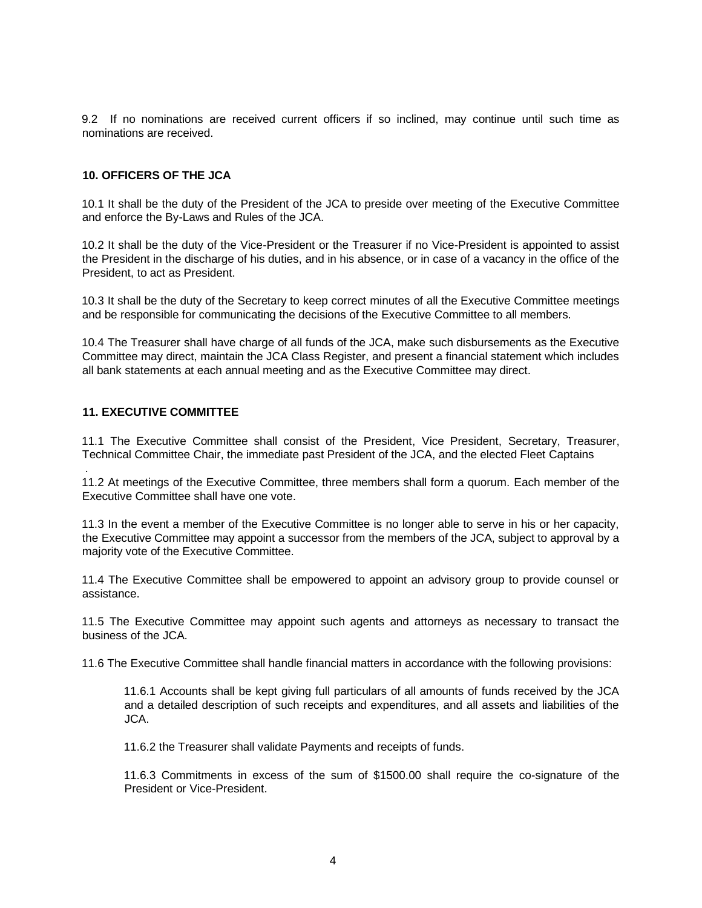9.2 If no nominations are received current officers if so inclined, may continue until such time as nominations are received.

## 10. OFFICERS OF THE JCA

10.1 It shall be the duty of the President of the JCA to preside over meeting of the Executive Committee and enforce the By-Laws and Rules of the JCA.

10.2 It shall be the duty of the Vice-President or the Treasurer if no Vice-President is appointed to assist the President in the discharge of his duties, and in his absence, or in case of a vacancy in the office of the President, to act as President.

10.3 It shall be the duty of the Secretary to keep correct minutes of all the Executive Committee meetings and be responsible for communicating the decisions of the Executive Committee to all members.

10.4 The Treasurer shall have charge of all funds of the JCA, make such disbursements as the Executive Committee may direct, maintain the JCA Class Register, and present a financial statement which includes all bank statements at each annual meeting and as the Executive Committee may direct.

## 11. EXECUTIVE COMMITTEE

11.1 The Executive Committee shall consist of the President, Vice President, Secretary, Treasurer, Technical Committee Chair, the immediate past President of the JCA, and the elected Fleet Captains
.

11.2 At meetings of the Executive Committee, three members shall form a quorum. Each member of the Executive Committee shall have one vote.

11.3 In the event a member of the Executive Committee is no longer able to serve in his or her capacity, the Executive Committee may appoint a successor from the members of the JCA, subject to approval by a majority vote of the Executive Committee.

11.4 The Executive Committee shall be empowered to appoint an advisory group to provide counsel or assistance.

11.5 The Executive Committee may appoint such agents and attorneys as necessary to transact the business of the JCA.

11.6 The Executive Committee shall handle financial matters in accordance with the following provisions:

> 11.6.1 Accounts shall be kept giving full particulars of all amounts of funds received by the JCA and a detailed description of such receipts and expenditures, and all assets and liabilities of the JCA.
>
> 11.6.2 the Treasurer shall validate Payments and receipts of funds.
>
> 11.6.3 Commitments in excess of the sum of $1500.00 shall require the co-signature of the President or Vice-President.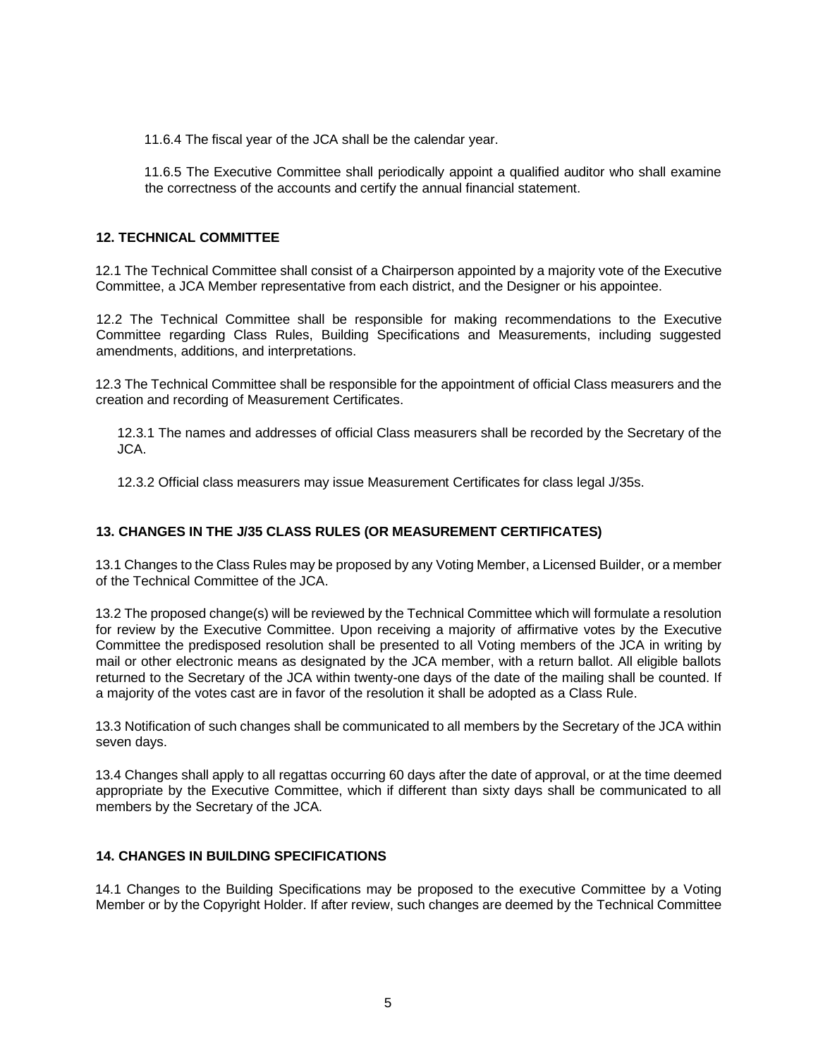11.6.4 The fiscal year of the JCA shall be the calendar year.

11.6.5 The Executive Committee shall periodically appoint a qualified auditor who shall examine the correctness of the accounts and certify the annual financial statement.

## 12. TECHNICAL COMMITTEE

12.1 The Technical Committee shall consist of a Chairperson appointed by a majority vote of the Executive Committee, a JCA Member representative from each district, and the Designer or his appointee.

12.2 The Technical Committee shall be responsible for making recommendations to the Executive Committee regarding Class Rules, Building Specifications and Measurements, including suggested amendments, additions, and interpretations.

12.3 The Technical Committee shall be responsible for the appointment of official Class measurers and the creation and recording of Measurement Certificates.

12.3.1 The names and addresses of official Class measurers shall be recorded by the Secretary of the JCA.

12.3.2 Official class measurers may issue Measurement Certificates for class legal J/35s.

## 13. CHANGES IN THE J/35 CLASS RULES (OR MEASUREMENT CERTIFICATES)

13.1 Changes to the Class Rules may be proposed by any Voting Member, a Licensed Builder, or a member of the Technical Committee of the JCA.

13.2 The proposed change(s) will be reviewed by the Technical Committee which will formulate a resolution for review by the Executive Committee. Upon receiving a majority of affirmative votes by the Executive Committee the predisposed resolution shall be presented to all Voting members of the JCA in writing by mail or other electronic means as designated by the JCA member, with a return ballot. All eligible ballots returned to the Secretary of the JCA within twenty-one days of the date of the mailing shall be counted. If a majority of the votes cast are in favor of the resolution it shall be adopted as a Class Rule.

13.3 Notification of such changes shall be communicated to all members by the Secretary of the JCA within seven days.

13.4 Changes shall apply to all regattas occurring 60 days after the date of approval, or at the time deemed appropriate by the Executive Committee, which if different than sixty days shall be communicated to all members by the Secretary of the JCA.

## 14. CHANGES IN BUILDING SPECIFICATIONS

14.1 Changes to the Building Specifications may be proposed to the executive Committee by a Voting Member or by the Copyright Holder. If after review, such changes are deemed by the Technical Committee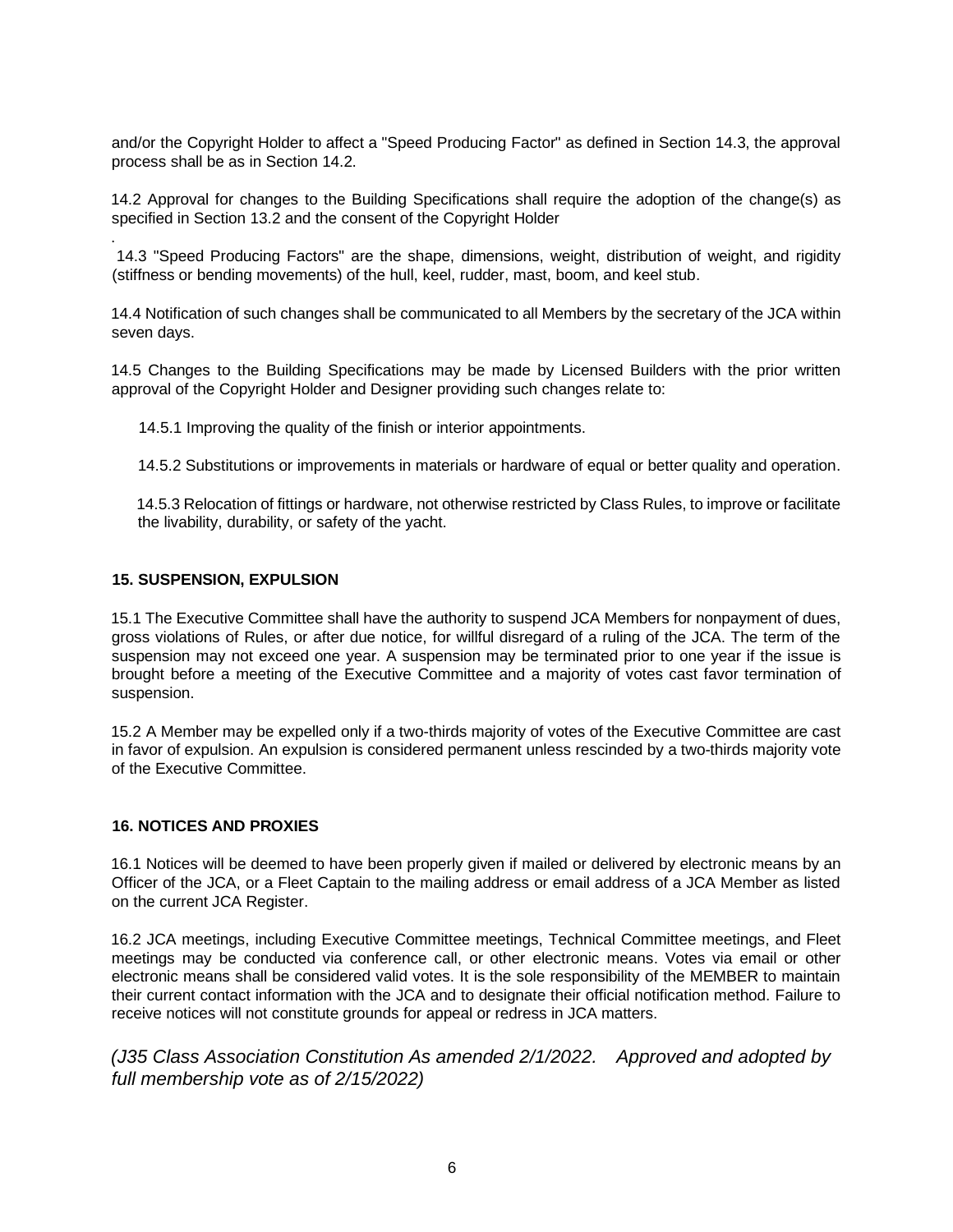and/or the Copyright Holder to affect a "Speed Producing Factor" as defined in Section 14.3, the approval process shall be as in Section 14.2.

14.2 Approval for changes to the Building Specifications shall require the adoption of the change(s) as specified in Section 13.2 and the consent of the Copyright Holder

.

14.3 "Speed Producing Factors" are the shape, dimensions, weight, distribution of weight, and rigidity (stiffness or bending movements) of the hull, keel, rudder, mast, boom, and keel stub.

14.4 Notification of such changes shall be communicated to all Members by the secretary of the JCA within seven days.

14.5 Changes to the Building Specifications may be made by Licensed Builders with the prior written approval of the Copyright Holder and Designer providing such changes relate to:

14.5.1 Improving the quality of the finish or interior appointments.

14.5.2 Substitutions or improvements in materials or hardware of equal or better quality and operation.

14.5.3 Relocation of fittings or hardware, not otherwise restricted by Class Rules, to improve or facilitate the livability, durability, or safety of the yacht.

## 15. SUSPENSION, EXPULSION

15.1 The Executive Committee shall have the authority to suspend JCA Members for nonpayment of dues, gross violations of Rules, or after due notice, for willful disregard of a ruling of the JCA. The term of the suspension may not exceed one year. A suspension may be terminated prior to one year if the issue is brought before a meeting of the Executive Committee and a majority of votes cast favor termination of suspension.

15.2 A Member may be expelled only if a two-thirds majority of votes of the Executive Committee are cast in favor of expulsion. An expulsion is considered permanent unless rescinded by a two-thirds majority vote of the Executive Committee.

## 16. NOTICES AND PROXIES

16.1 Notices will be deemed to have been properly given if mailed or delivered by electronic means by an Officer of the JCA, or a Fleet Captain to the mailing address or email address of a JCA Member as listed on the current JCA Register.

16.2 JCA meetings, including Executive Committee meetings, Technical Committee meetings, and Fleet meetings may be conducted via conference call, or other electronic means. Votes via email or other electronic means shall be considered valid votes. It is the sole responsibility of the MEMBER to maintain their current contact information with the JCA and to designate their official notification method. Failure to receive notices will not constitute grounds for appeal or redress in JCA matters.

*(J35 Class Association Constitution As amended 2/1/2022. Approved and adopted by full membership vote as of 2/15/2022)*